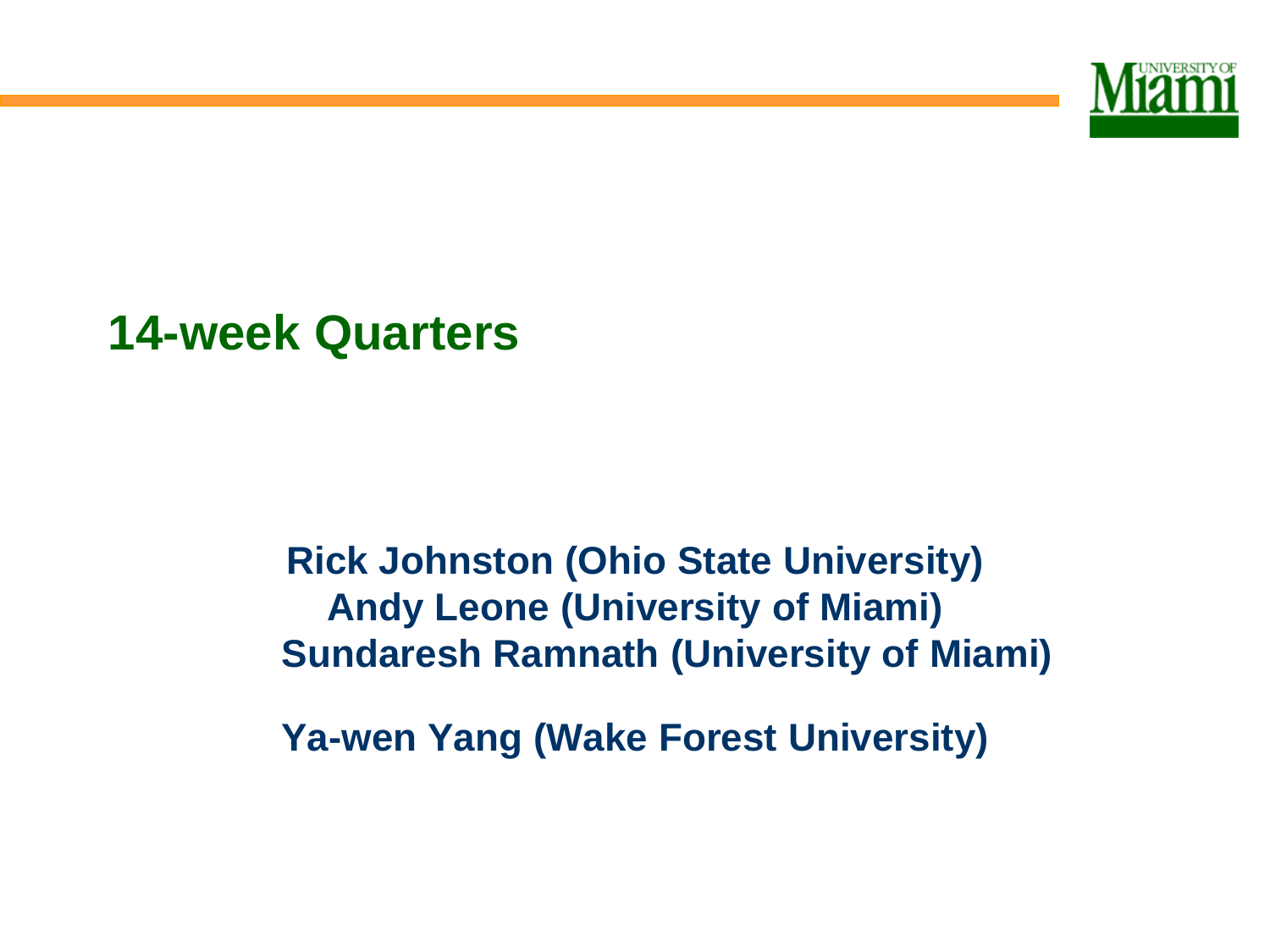# 14-week Quarters

**Rick Johnston (Ohio State University)**
**Andy Leone (University of Miami)**
**Sundaresh Ramnath (University of Miami)**

**Ya-wen Yang (Wake Forest University)**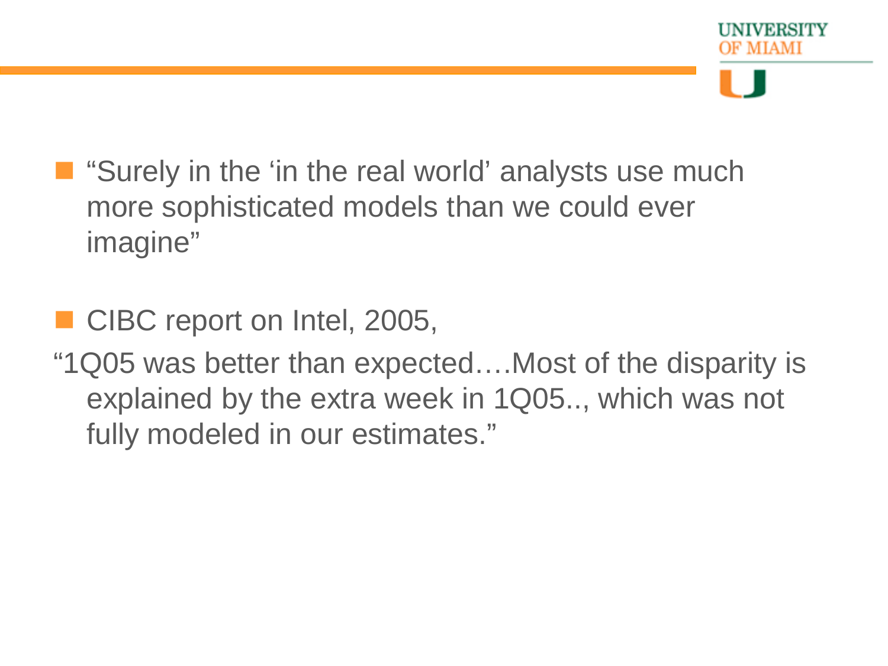- “Surely in the ‘in the real world’ analysts use much more sophisticated models than we could ever imagine”

- CIBC report on Intel, 2005,

“1Q05 was better than expected….Most of the disparity is explained by the extra week in 1Q05.., which was not fully modeled in our estimates.”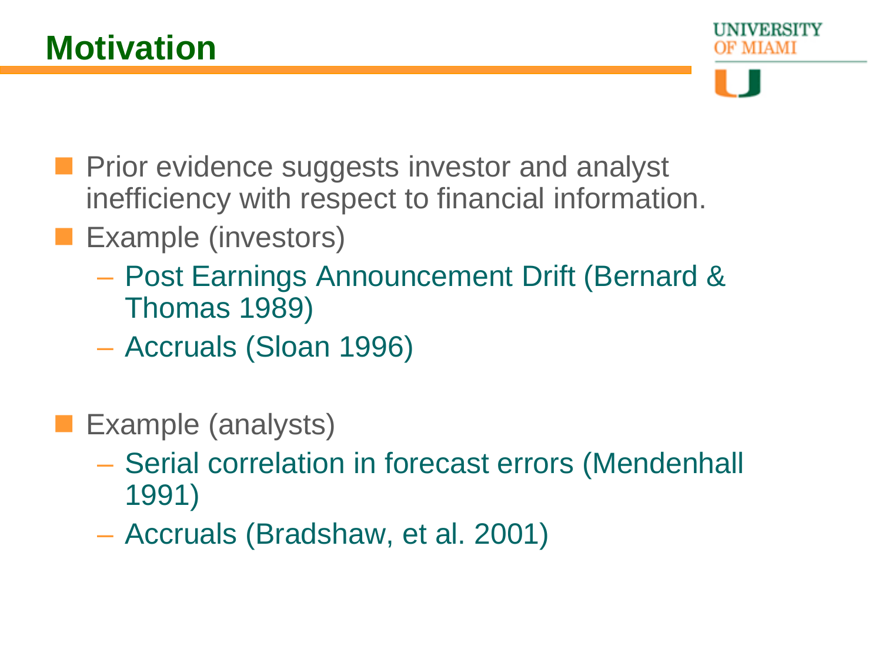# Motivation

- Prior evidence suggests investor and analyst inefficiency with respect to financial information.
- Example (investors)
  - Post Earnings Announcement Drift (Bernard & Thomas 1989)
  - Accruals (Sloan 1996)
- Example (analysts)
  - Serial correlation in forecast errors (Mendenhall 1991)
  - Accruals (Bradshaw, et al. 2001)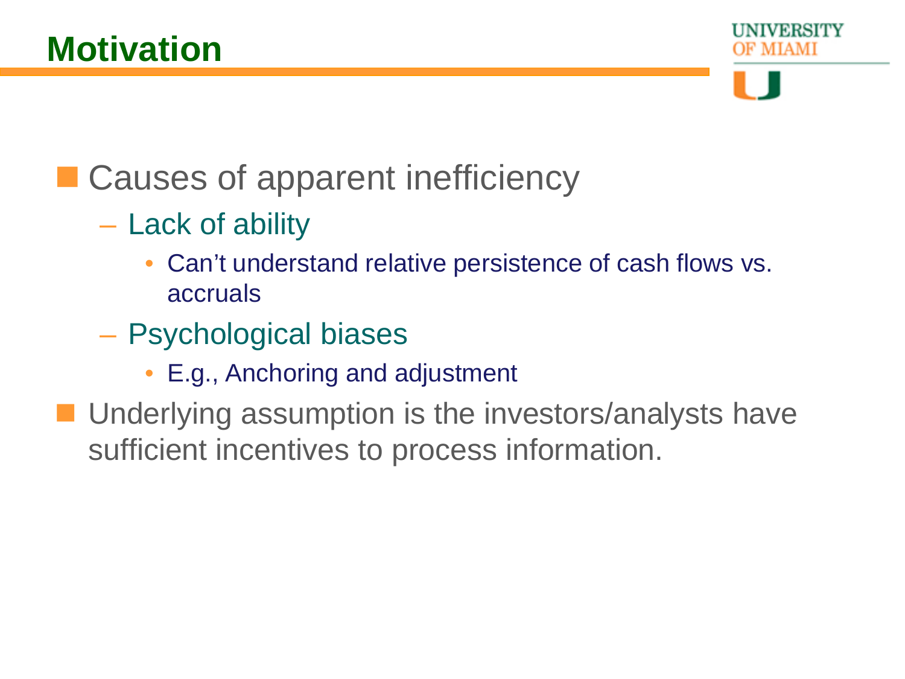# Motivation

- Causes of apparent inefficiency
  - Lack of ability
    - Can't understand relative persistence of cash flows vs. accruals
  - Psychological biases
    - E.g., Anchoring and adjustment
- Underlying assumption is the investors/analysts have sufficient incentives to process information.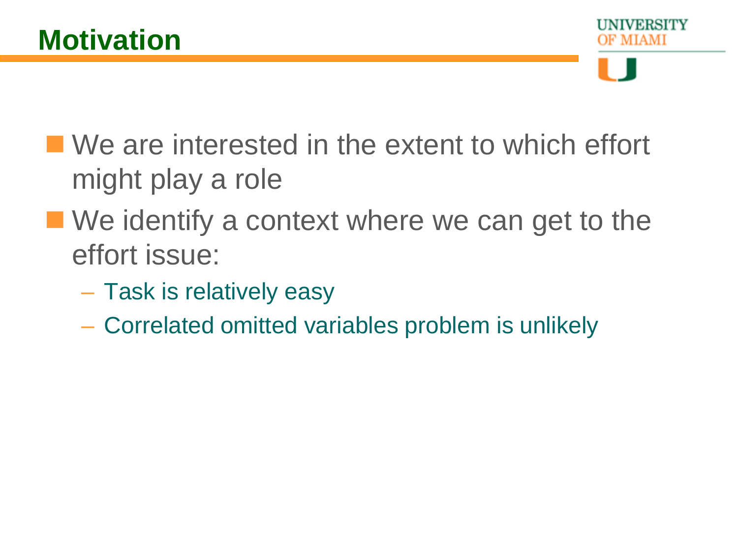# Motivation

- We are interested in the extent to which effort might play a role
- We identify a context where we can get to the effort issue:
  - Task is relatively easy
  - Correlated omitted variables problem is unlikely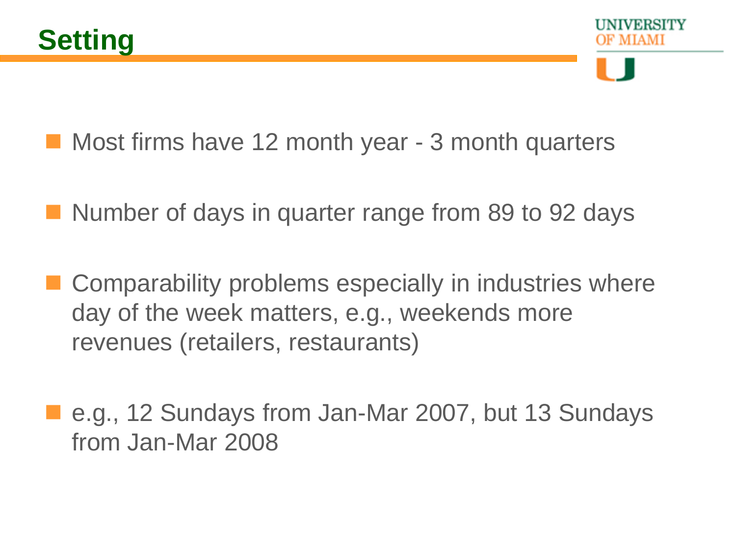# Setting

- Most firms have 12 month year - 3 month quarters
- Number of days in quarter range from 89 to 92 days
- Comparability problems especially in industries where day of the week matters, e.g., weekends more revenues (retailers, restaurants)
- e.g., 12 Sundays from Jan-Mar 2007, but 13 Sundays from Jan-Mar 2008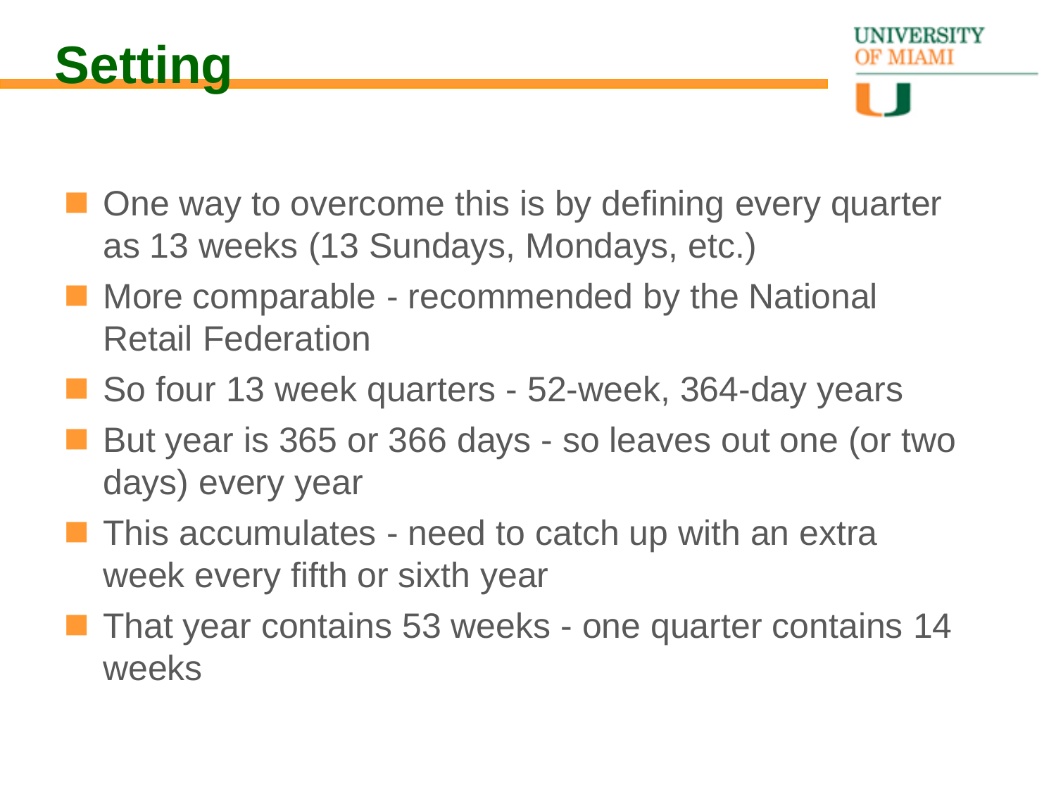# Setting

- One way to overcome this is by defining every quarter as 13 weeks (13 Sundays, Mondays, etc.)
- More comparable - recommended by the National Retail Federation
- So four 13 week quarters - 52-week, 364-day years
- But year is 365 or 366 days - so leaves out one (or two days) every year
- This accumulates - need to catch up with an extra week every fifth or sixth year
- That year contains 53 weeks - one quarter contains 14 weeks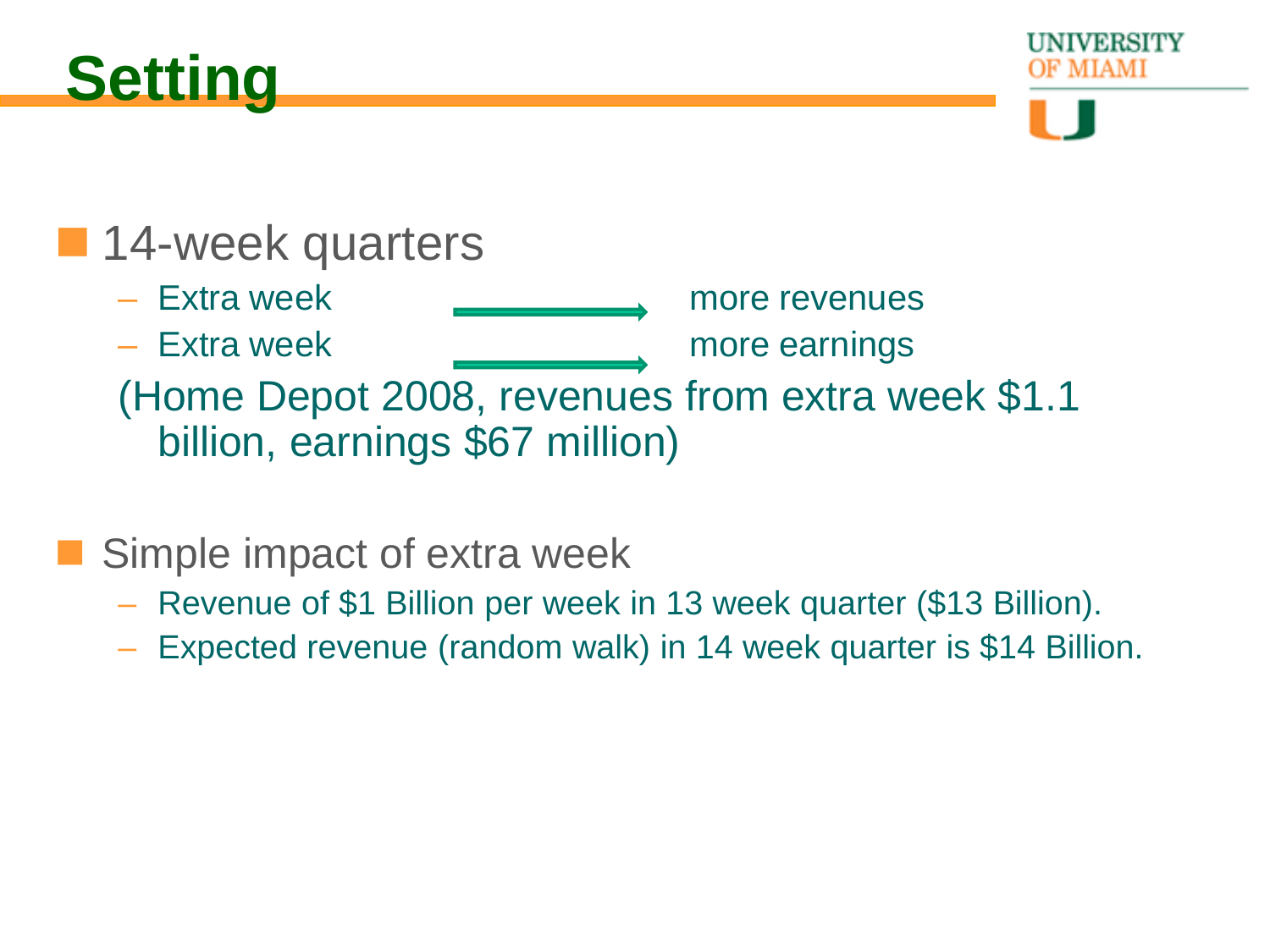# Setting

- 14-week quarters
  - Extra week → more revenues
  - Extra week → more earnings

  (Home Depot 2008, revenues from extra week $1.1 billion, earnings $67 million)

- Simple impact of extra week
  - Revenue of $1 Billion per week in 13 week quarter ($13 Billion).
  - Expected revenue (random walk) in 14 week quarter is $14 Billion.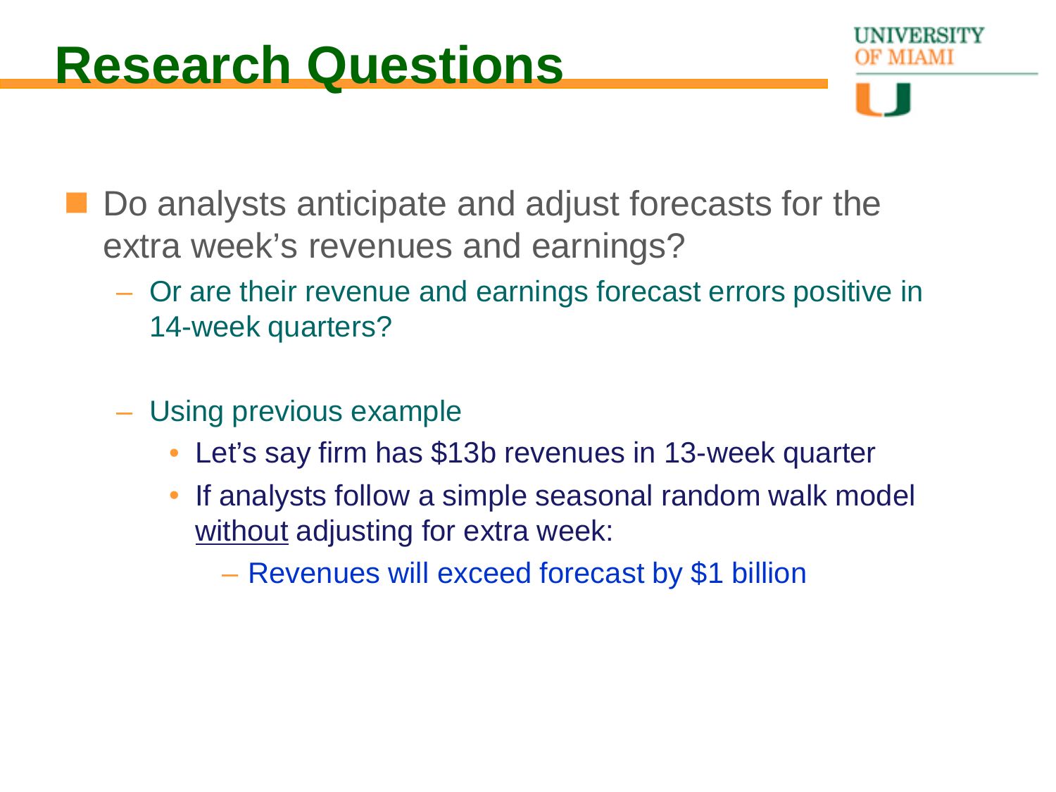# Research Questions

- Do analysts anticipate and adjust forecasts for the extra week's revenues and earnings?
  - Or are their revenue and earnings forecast errors positive in 14-week quarters?
  - Using previous example
    - Let's say firm has \$13b revenues in 13-week quarter
    - If analysts follow a simple seasonal random walk model <u>without</u> adjusting for extra week:
      - Revenues will exceed forecast by \$1 billion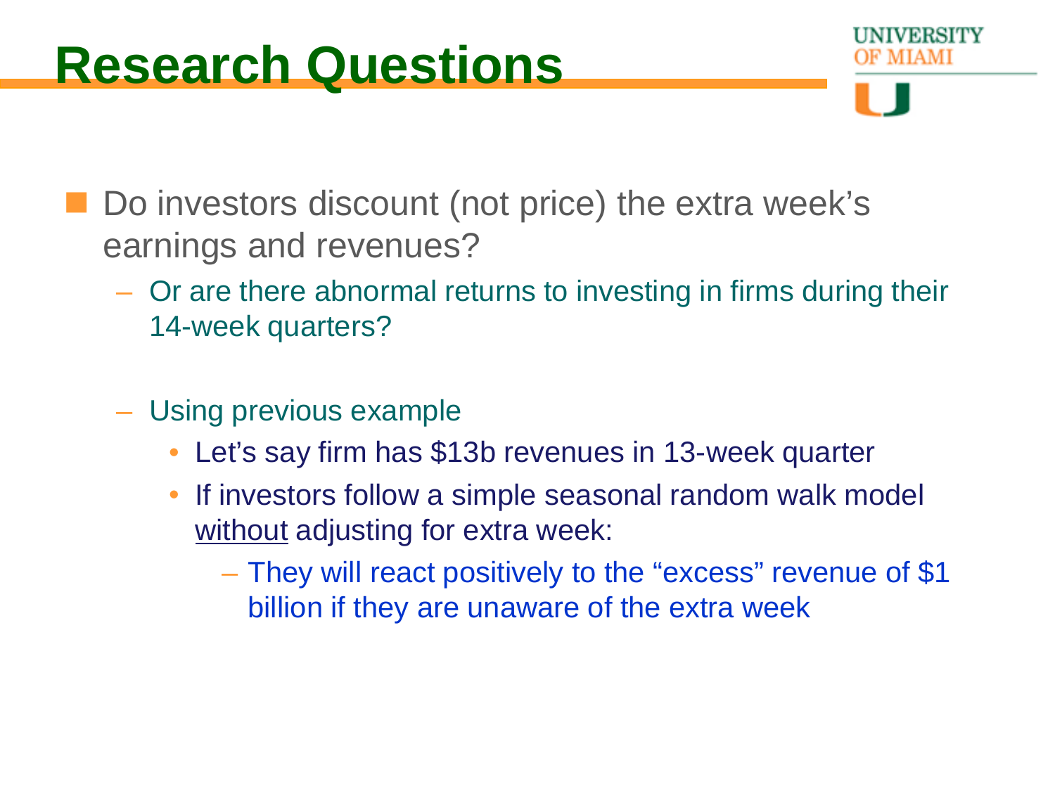# Research Questions

- Do investors discount (not price) the extra week's earnings and revenues?
  - Or are there abnormal returns to investing in firms during their 14-week quarters?
  - Using previous example
    - Let's say firm has $13b revenues in 13-week quarter
    - If investors follow a simple seasonal random walk model <u>without</u> adjusting for extra week:
      - They will react positively to the "excess" revenue of $1 billion if they are unaware of the extra week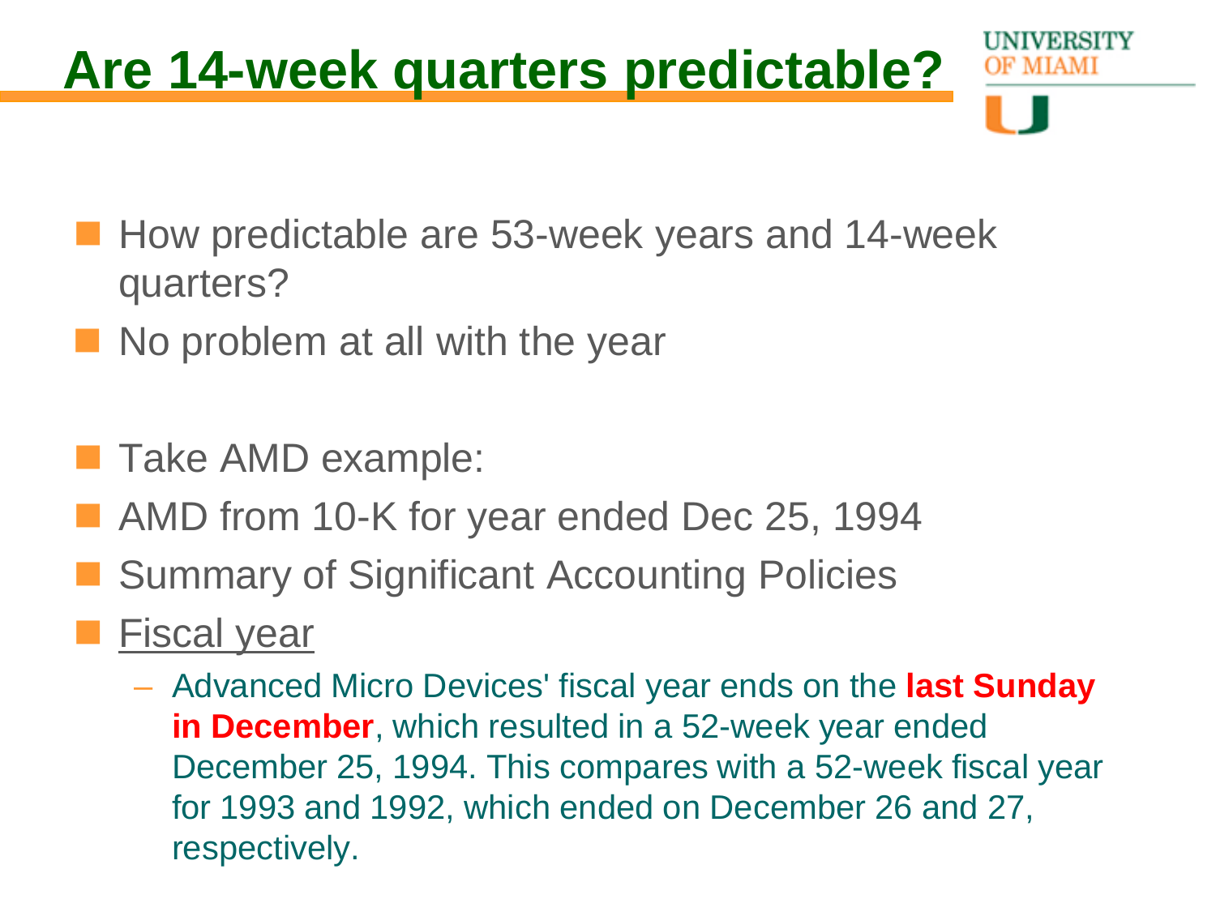# Are 14-week quarters predictable?

- How predictable are 53-week years and 14-week quarters?
- No problem at all with the year

- Take AMD example:
- AMD from 10-K for year ended Dec 25, 1994
- Summary of Significant Accounting Policies
- Fiscal year
  - Advanced Micro Devices' fiscal year ends on the **last Sunday in December**, which resulted in a 52-week year ended December 25, 1994. This compares with a 52-week fiscal year for 1993 and 1992, which ended on December 26 and 27, respectively.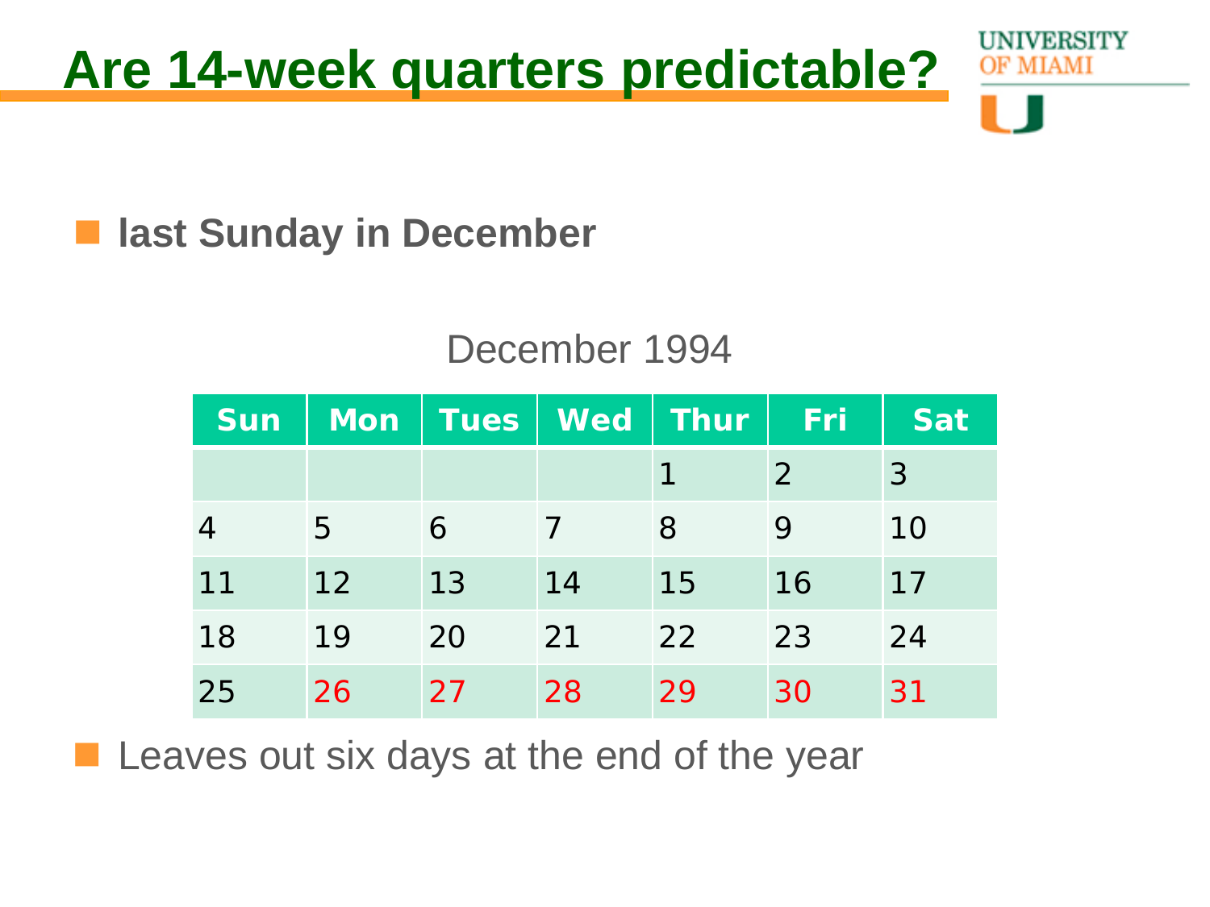# Are 14-week quarters predictable?

- **last Sunday in December**

December 1994

| Sun | Mon | Tues | Wed | Thur | Fri | Sat |
|---|---|---|---|---|---|---|
| | | | | 1 | 2 | 3 |
| 4 | 5 | 6 | 7 | 8 | 9 | 10 |
| 11 | 12 | 13 | 14 | 15 | 16 | 17 |
| 18 | 19 | 20 | 21 | 22 | 23 | 24 |
| 25 | 26 | 27 | 28 | 29 | 30 | 31 |

- Leaves out six days at the end of the year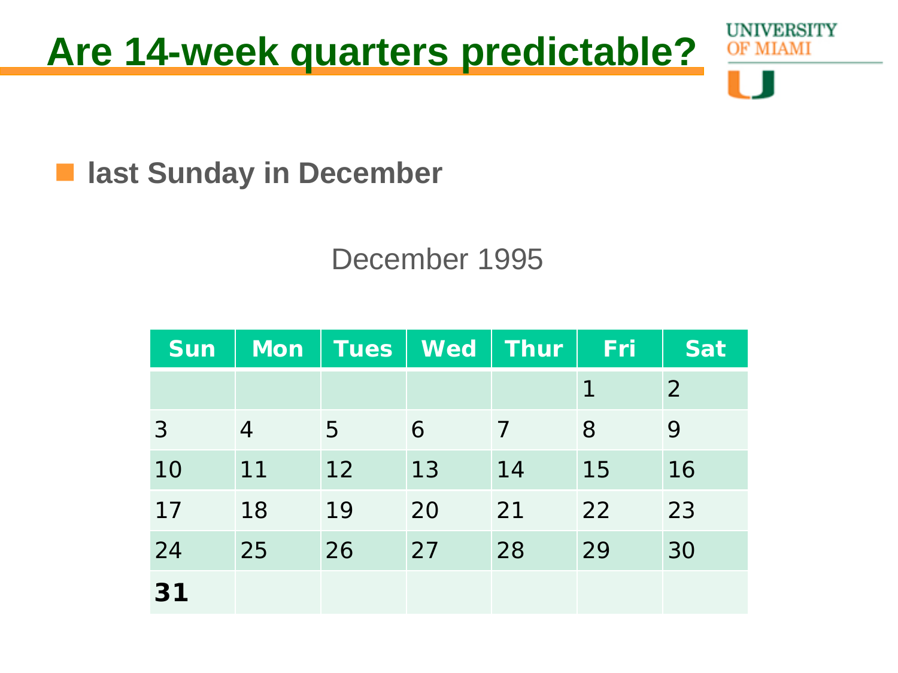# Are 14-week quarters predictable?

- **last Sunday in December**

December 1995

| Sun | Mon | Tues | Wed | Thur | Fri | Sat |
|---|---|---|---|---|---|---|
| | | | | | 1 | 2 |
| 3 | 4 | 5 | 6 | 7 | 8 | 9 |
| 10 | 11 | 12 | 13 | 14 | 15 | 16 |
| 17 | 18 | 19 | 20 | 21 | 22 | 23 |
| 24 | 25 | 26 | 27 | 28 | 29 | 30 |
| **31** | | | | | | |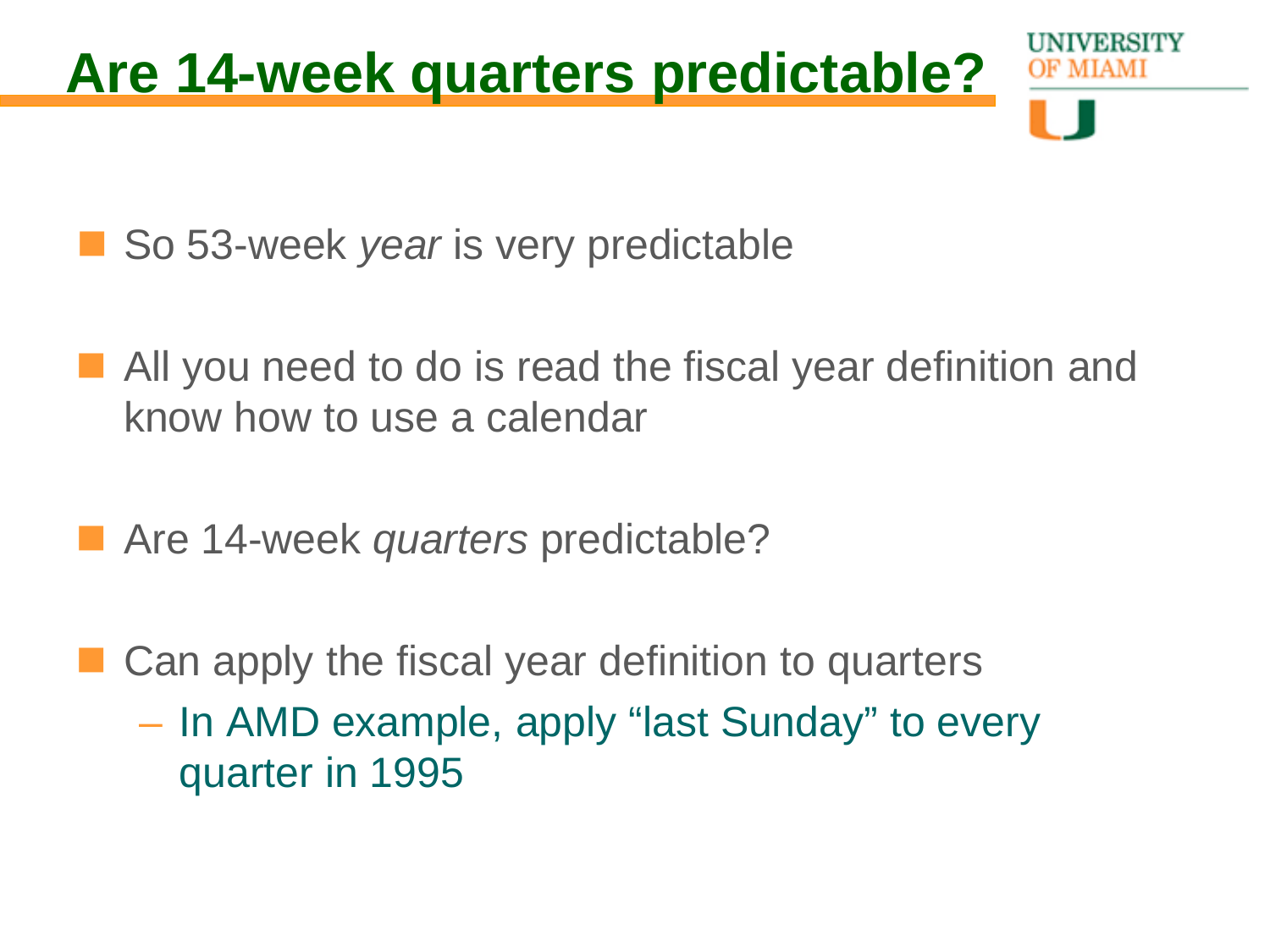# Are 14-week quarters predictable?

- So 53-week *year* is very predictable
- All you need to do is read the fiscal year definition and know how to use a calendar
- Are 14-week *quarters* predictable?
- Can apply the fiscal year definition to quarters
  - In AMD example, apply "last Sunday" to every quarter in 1995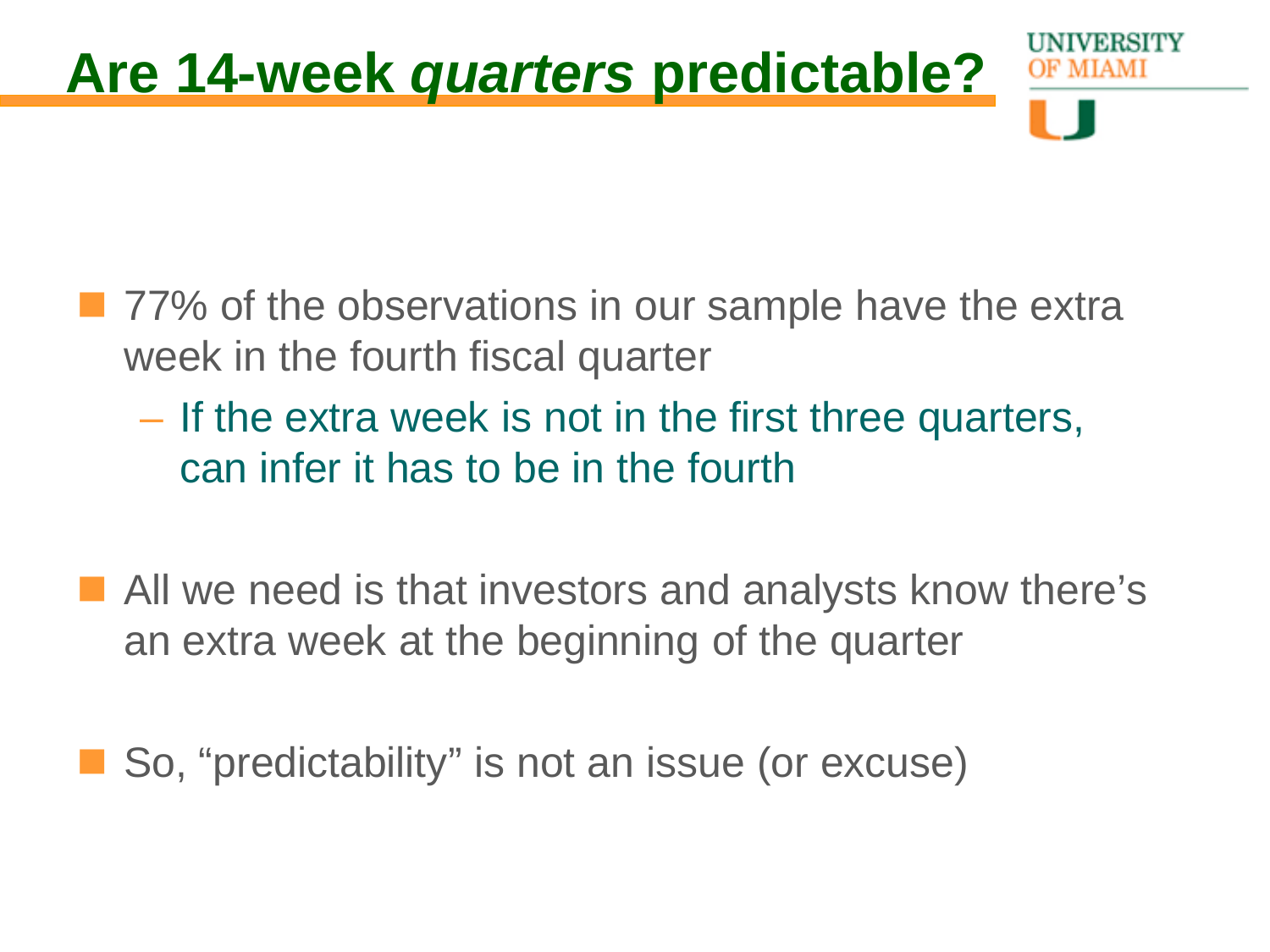# Are 14-week *quarters* predictable?

- 77% of the observations in our sample have the extra week in the fourth fiscal quarter
  - If the extra week is not in the first three quarters, can infer it has to be in the fourth

- All we need is that investors and analysts know there's an extra week at the beginning of the quarter

- So, "predictability" is not an issue (or excuse)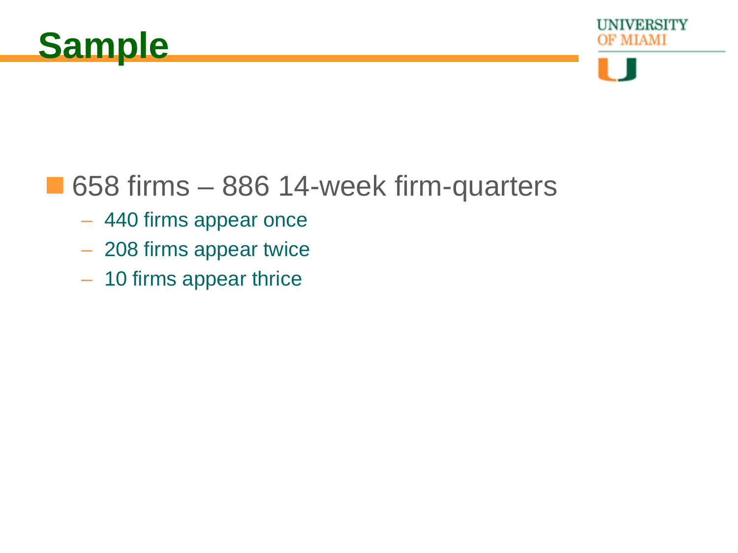# Sample

- 658 firms – 886 14-week firm-quarters
  - 440 firms appear once
  - 208 firms appear twice
  - 10 firms appear thrice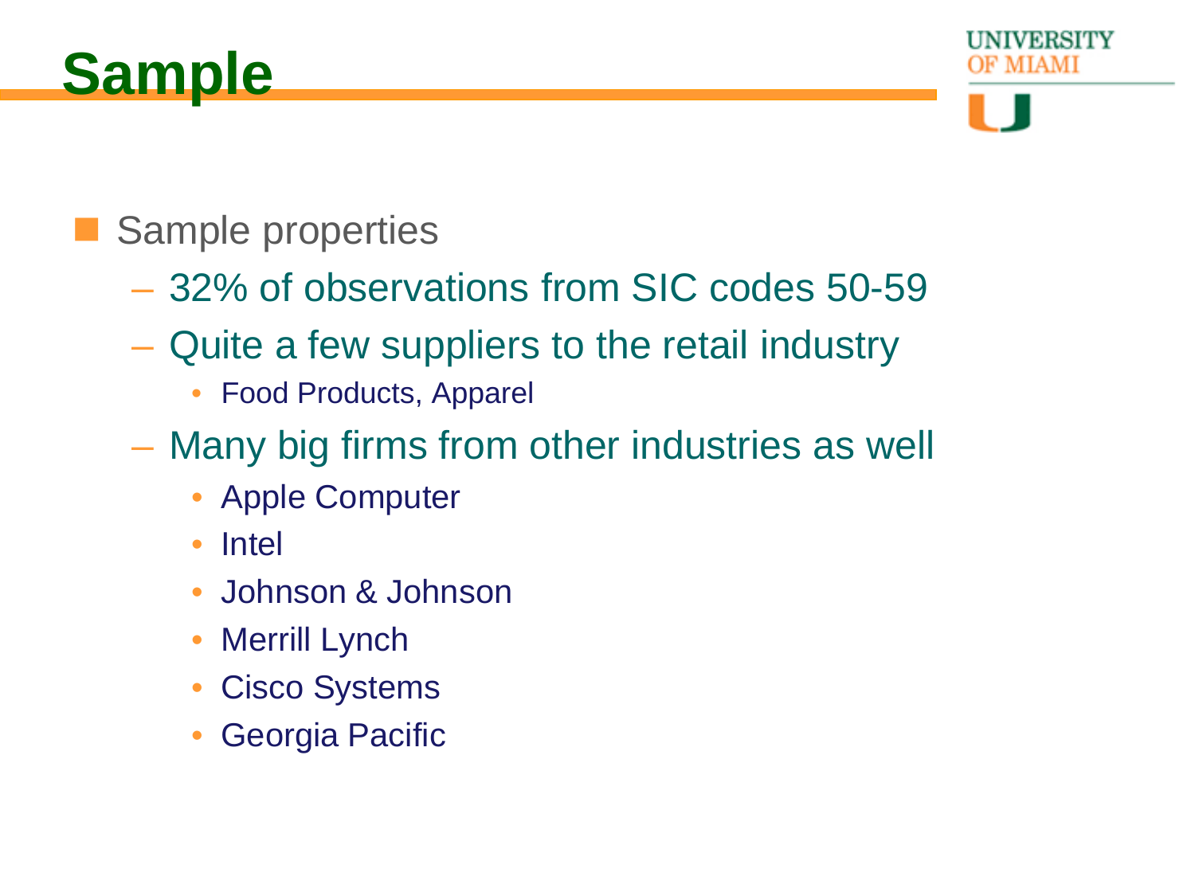# Sample

- Sample properties
  - 32% of observations from SIC codes 50-59
  - Quite a few suppliers to the retail industry
    - Food Products, Apparel
  - Many big firms from other industries as well
    - Apple Computer
    - Intel
    - Johnson & Johnson
    - Merrill Lynch
    - Cisco Systems
    - Georgia Pacific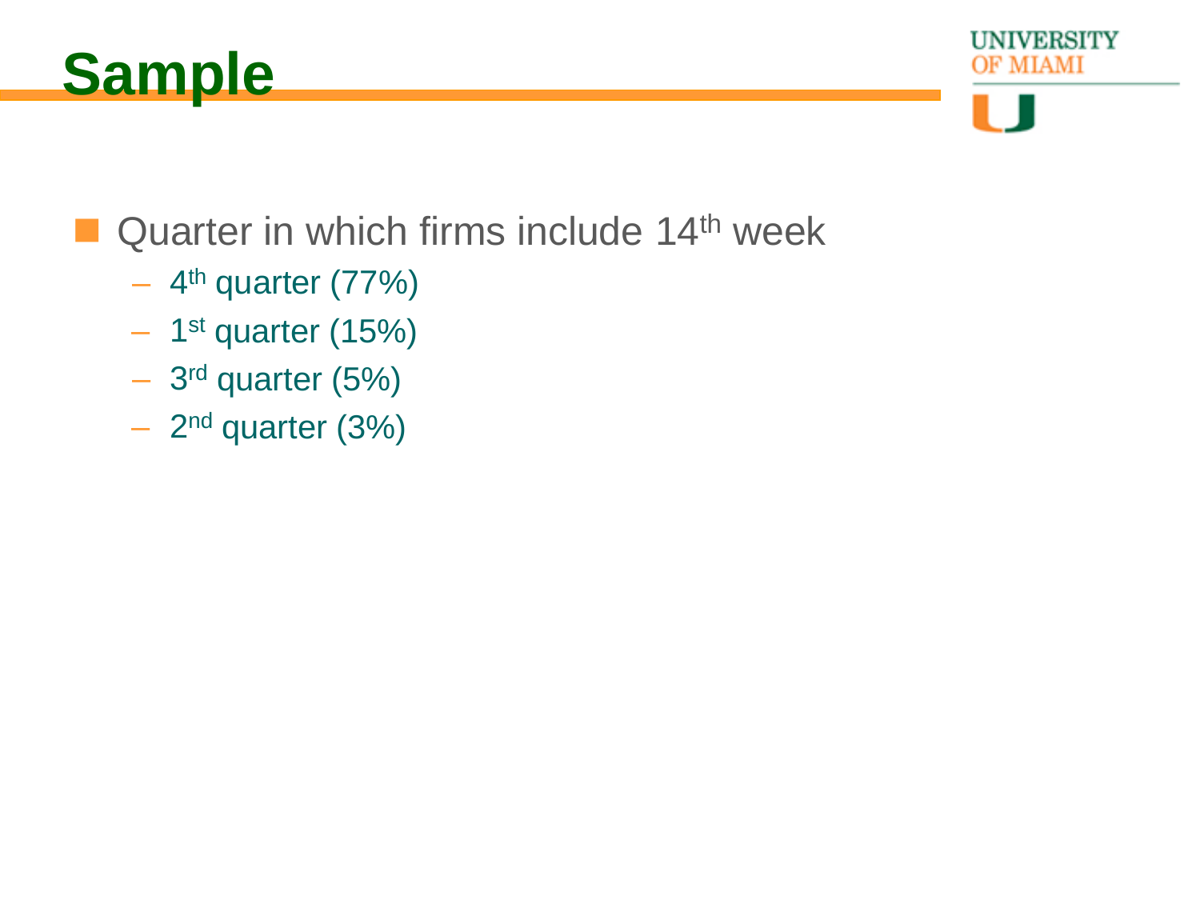# Sample

- Quarter in which firms include 14th week
  - 4th quarter (77%)
  - 1st quarter (15%)
  - 3rd quarter (5%)
  - 2nd quarter (3%)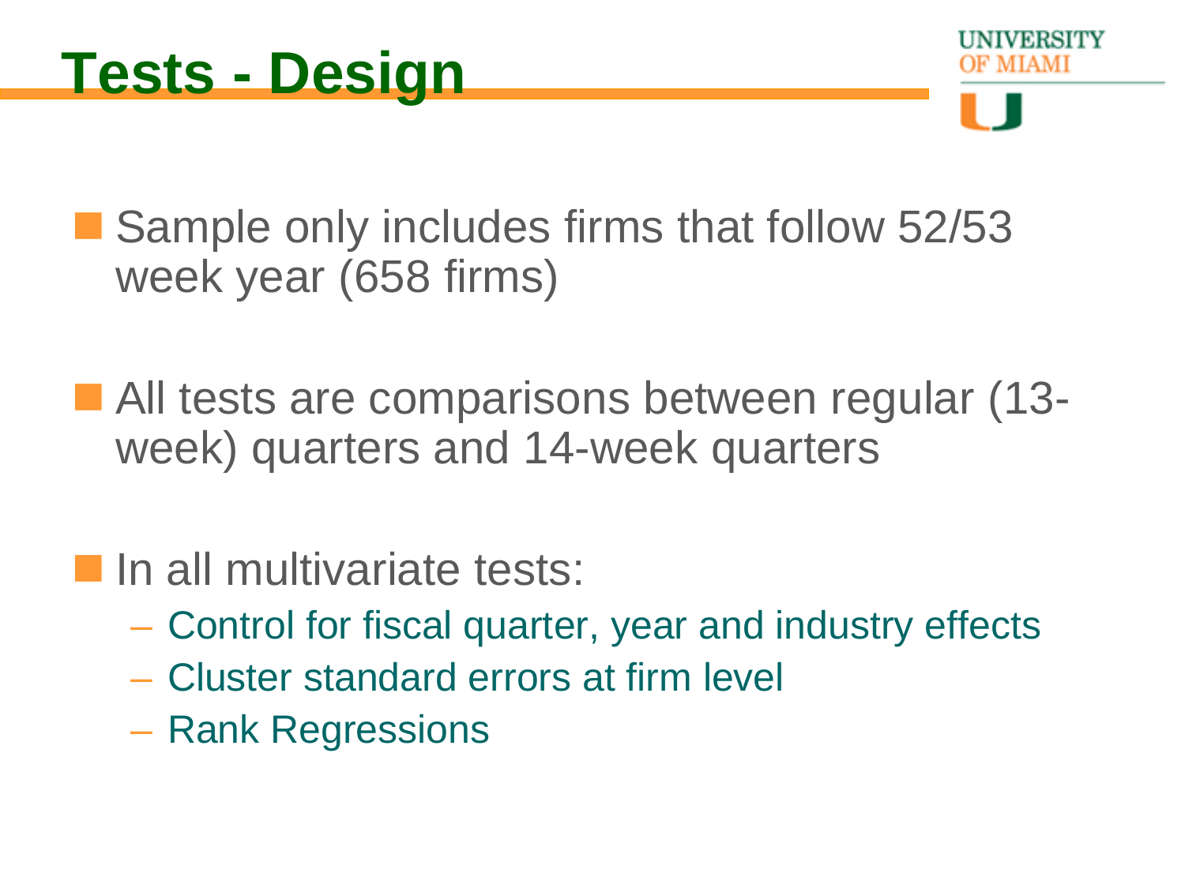# Tests - Design

- Sample only includes firms that follow 52/53 week year (658 firms)

- All tests are comparisons between regular (13-week) quarters and 14-week quarters

- In all multivariate tests:
  - Control for fiscal quarter, year and industry effects
  - Cluster standard errors at firm level
  - Rank Regressions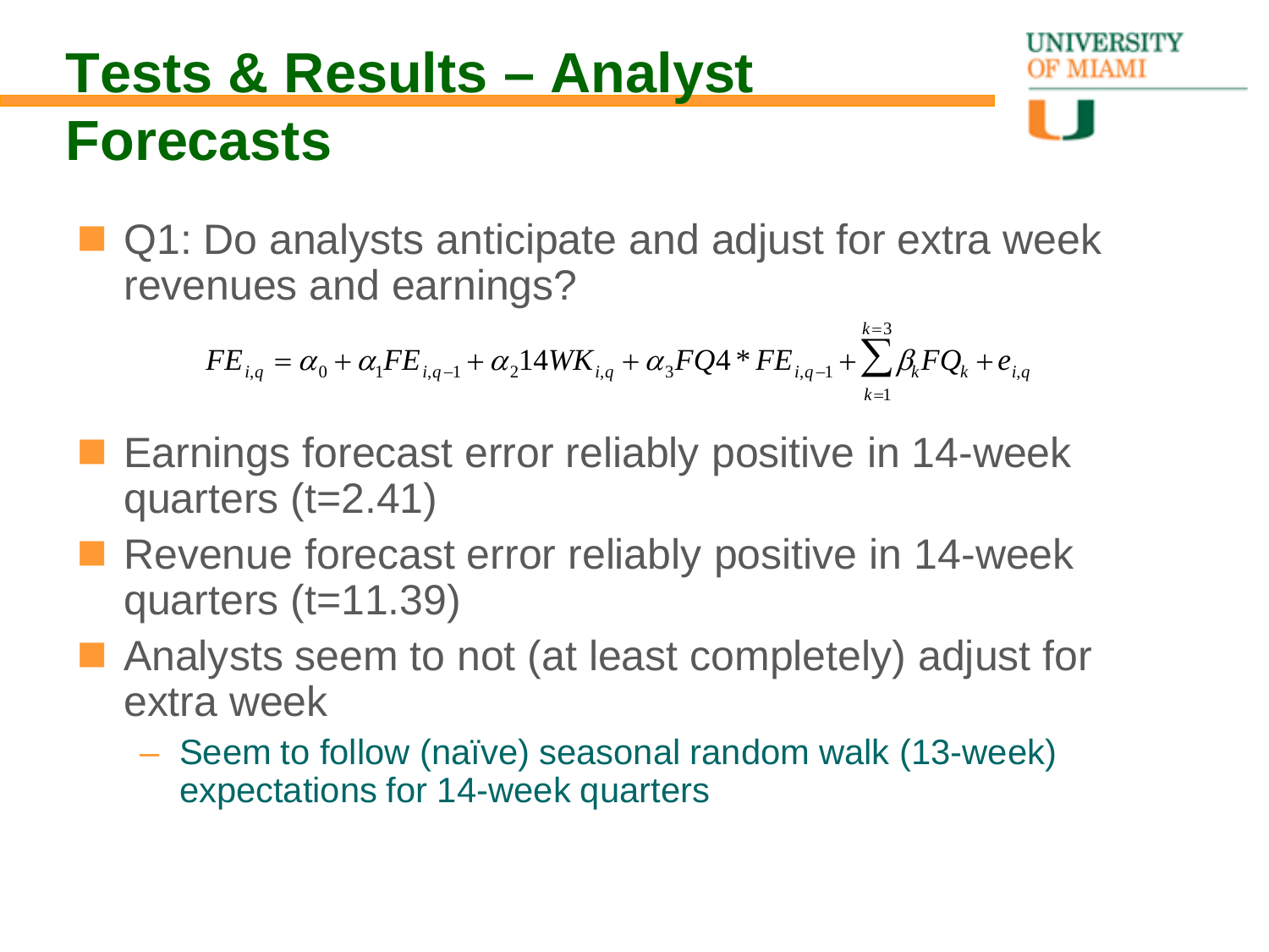# Tests & Results – Analyst Forecasts

- Q1: Do analysts anticipate and adjust for extra week revenues and earnings?

$$FE_{i,q} = \alpha_0 + \alpha_1 FE_{i,q-1} + \alpha_2 14WK_{i,q} + \alpha_3 FQ4 * FE_{i,q-1} + \sum_{k=1}^{k=3} \beta_k FQ_k + e_{i,q}$$

- Earnings forecast error reliably positive in 14-week quarters (t=2.41)
- Revenue forecast error reliably positive in 14-week quarters (t=11.39)
- Analysts seem to not (at least completely) adjust for extra week
  - Seem to follow (naïve) seasonal random walk (13-week) expectations for 14-week quarters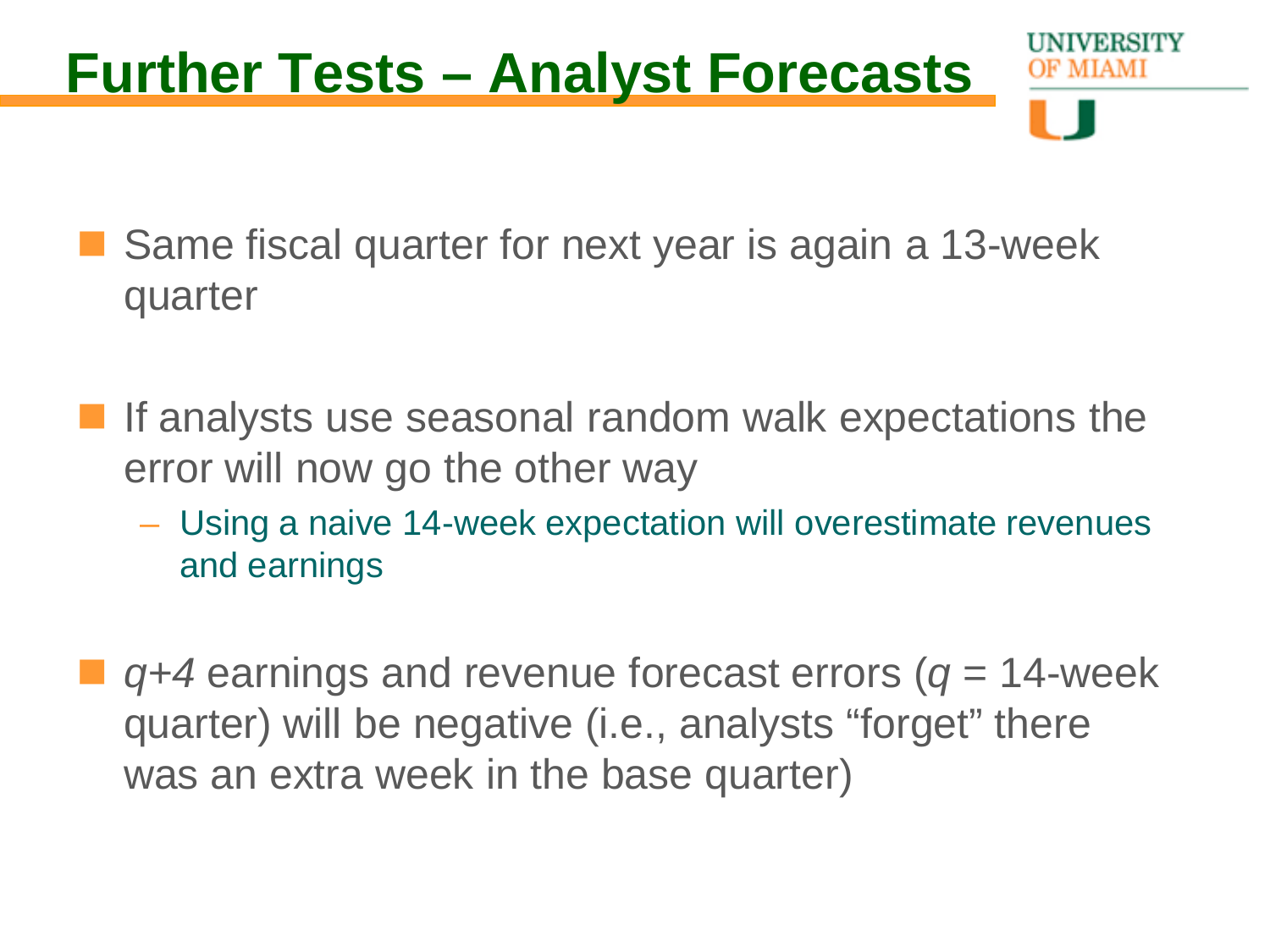# Further Tests – Analyst Forecasts

- Same fiscal quarter for next year is again a 13-week quarter

- If analysts use seasonal random walk expectations the error will now go the other way
  - Using a naive 14-week expectation will overestimate revenues and earnings

- *q+4* earnings and revenue forecast errors (*q* = 14-week quarter) will be negative (i.e., analysts "forget" there was an extra week in the base quarter)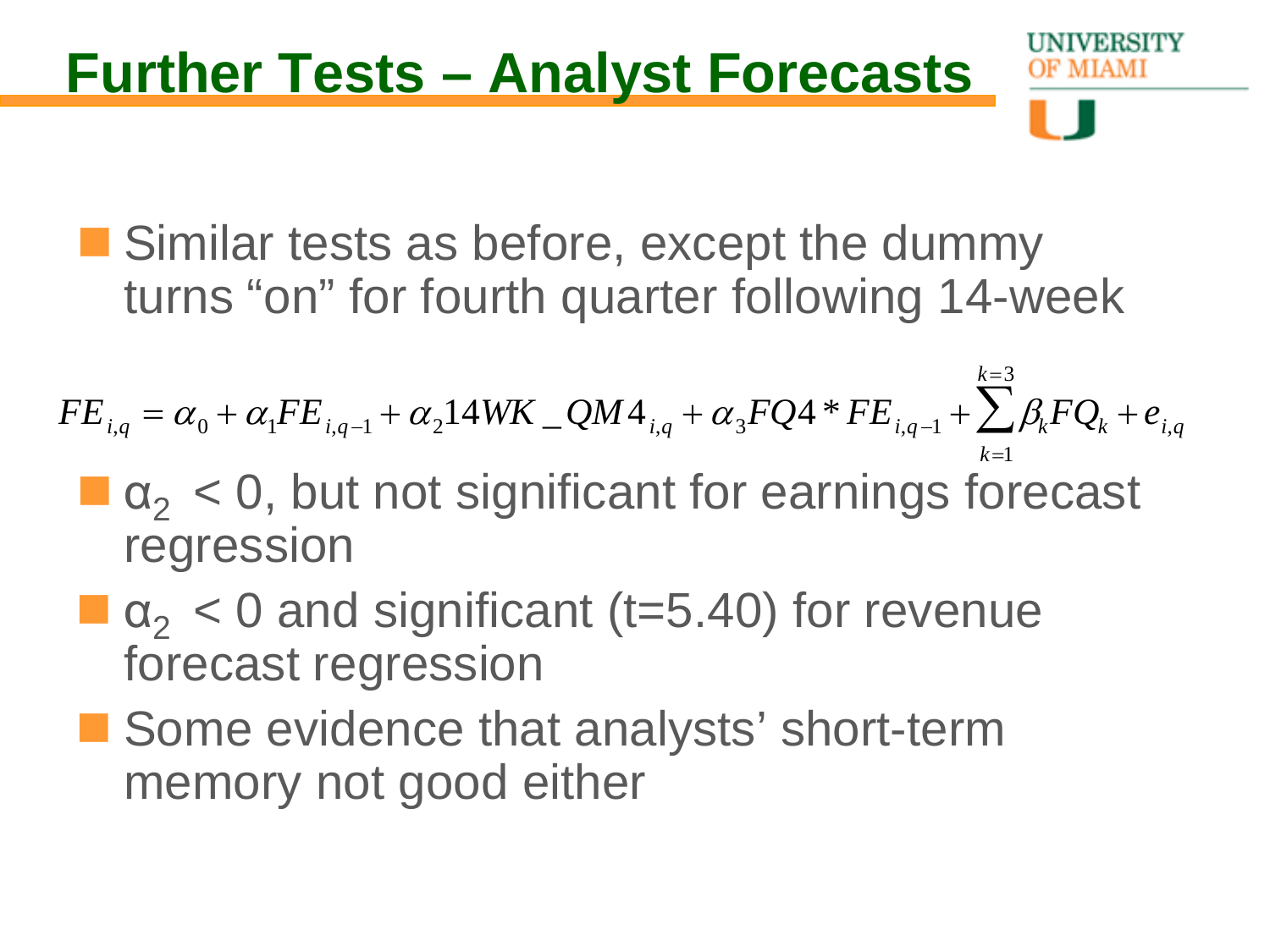# Further Tests – Analyst Forecasts

- Similar tests as before, except the dummy turns "on" for fourth quarter following 14-week

$$FE_{i,q} = \alpha_0 + \alpha_1 FE_{i,q-1} + \alpha_2 14WK\_QM4_{i,q} + \alpha_3 FQ4 * FE_{i,q-1} + \sum_{k=1}^{k=3} \beta_k FQ_k + e_{i,q}$$

- $\alpha_2 < 0$, but not significant for earnings forecast regression
- $\alpha_2 < 0$ and significant (t=5.40) for revenue forecast regression
- Some evidence that analysts' short-term memory not good either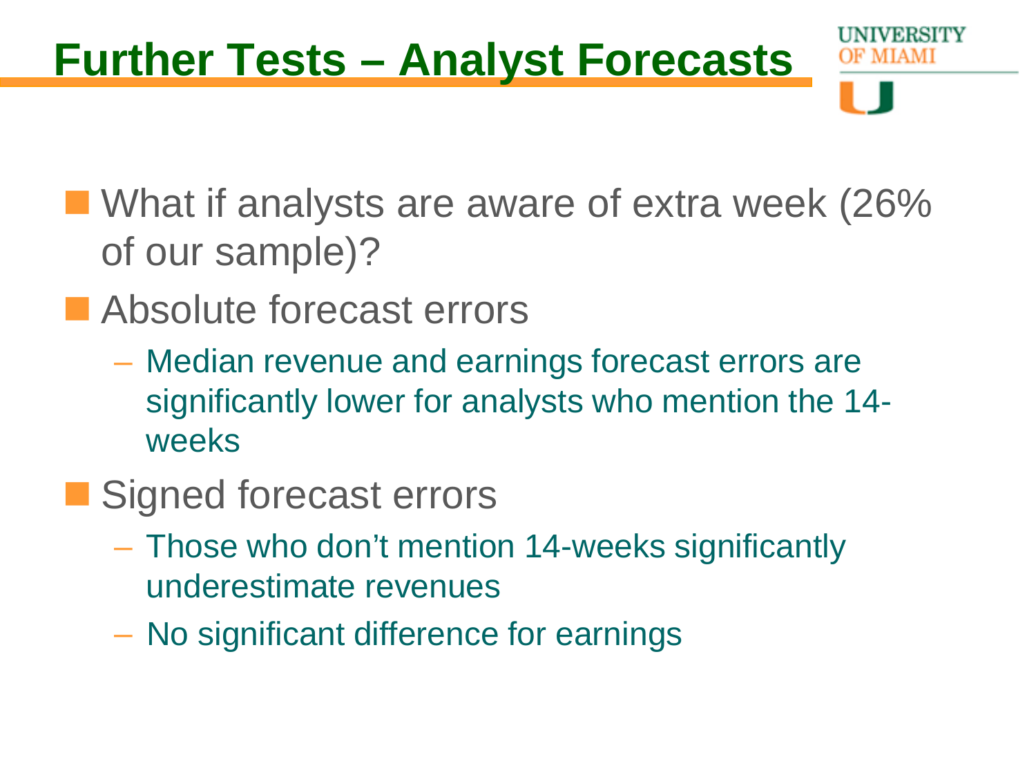# Further Tests – Analyst Forecasts

- What if analysts are aware of extra week (26% of our sample)?
- Absolute forecast errors
  - Median revenue and earnings forecast errors are significantly lower for analysts who mention the 14-weeks
- Signed forecast errors
  - Those who don't mention 14-weeks significantly underestimate revenues
  - No significant difference for earnings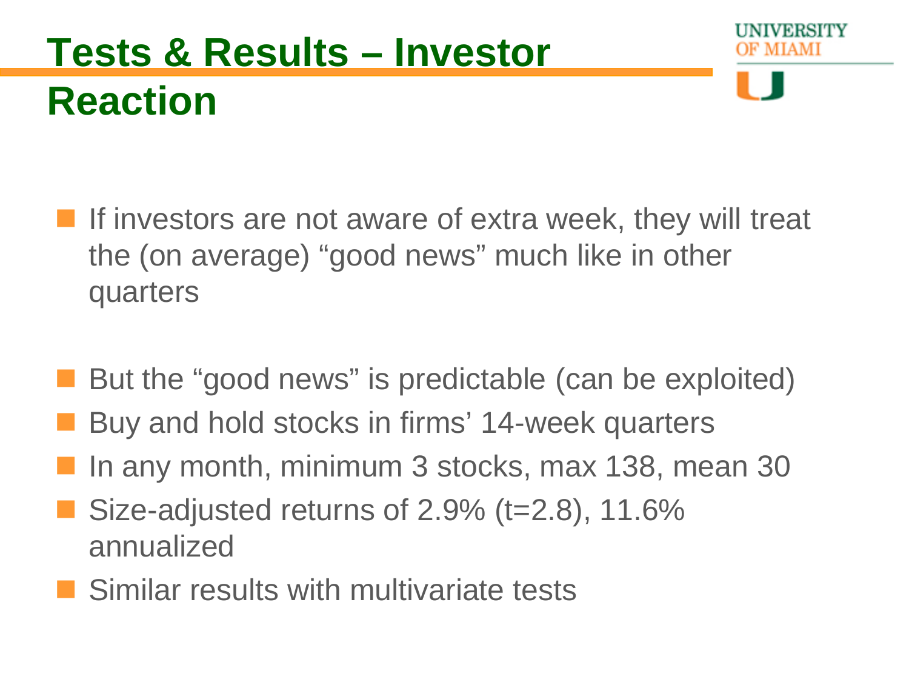# Tests & Results – Investor Reaction

- If investors are not aware of extra week, they will treat the (on average) "good news" much like in other quarters

- But the "good news" is predictable (can be exploited)
- Buy and hold stocks in firms' 14-week quarters
- In any month, minimum 3 stocks, max 138, mean 30
- Size-adjusted returns of 2.9% (t=2.8), 11.6% annualized
- Similar results with multivariate tests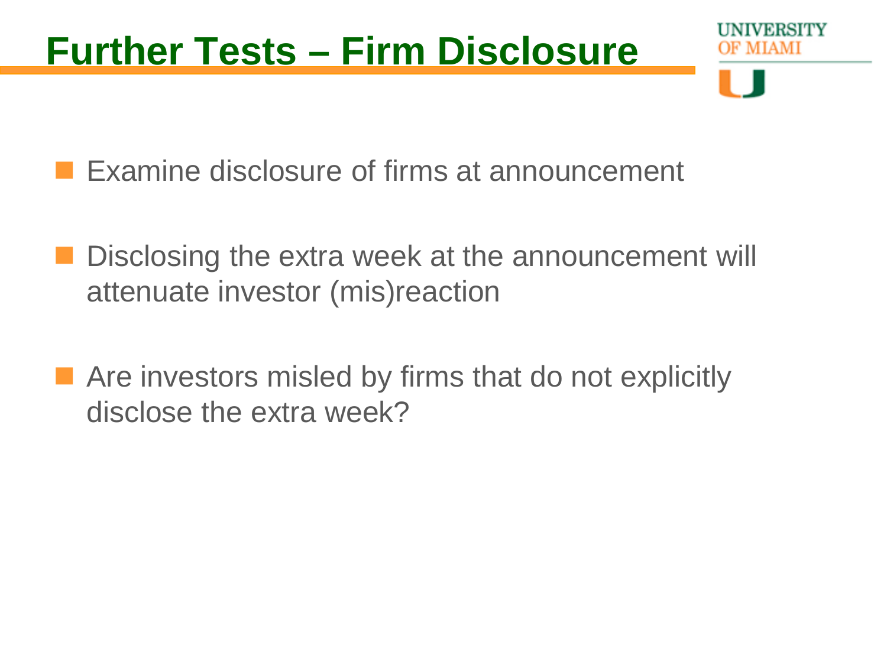# Further Tests – Firm Disclosure

- Examine disclosure of firms at announcement
- Disclosing the extra week at the announcement will attenuate investor (mis)reaction
- Are investors misled by firms that do not explicitly disclose the extra week?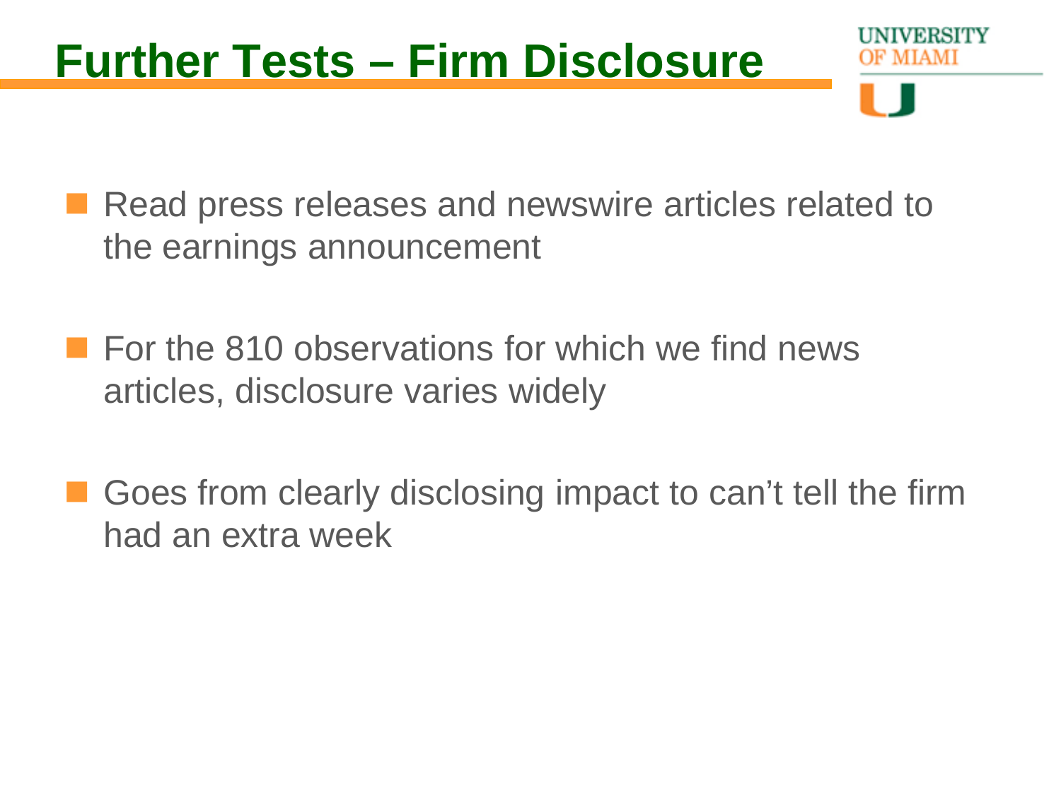# Further Tests – Firm Disclosure

- Read press releases and newswire articles related to the earnings announcement
- For the 810 observations for which we find news articles, disclosure varies widely
- Goes from clearly disclosing impact to can't tell the firm had an extra week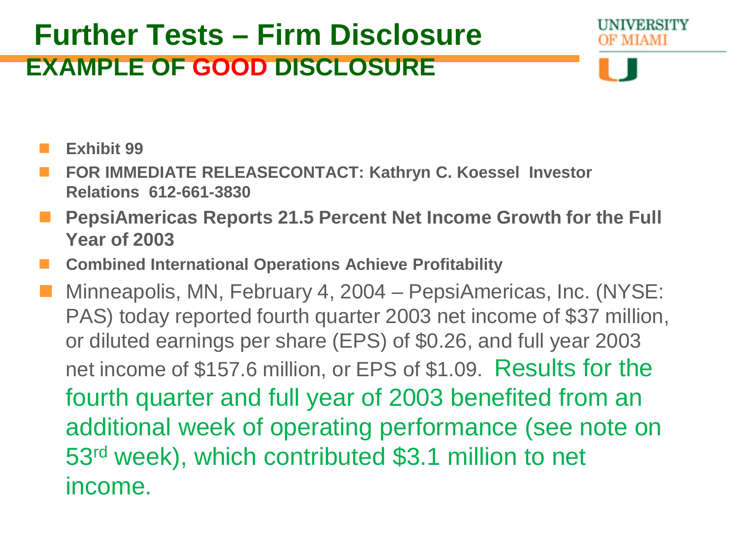# Further Tests – Firm Disclosure

## EXAMPLE OF GOOD DISCLOSURE

- **Exhibit 99**
- **FOR IMMEDIATE RELEASECONTACT: Kathryn C. Koessel Investor Relations 612-661-3830**
- **PepsiAmericas Reports 21.5 Percent Net Income Growth for the Full Year of 2003**
- **Combined International Operations Achieve Profitability**
- Minneapolis, MN, February 4, 2004 – PepsiAmericas, Inc. (NYSE: PAS) today reported fourth quarter 2003 net income of $37 million, or diluted earnings per share (EPS) of $0.26, and full year 2003 net income of $157.6 million, or EPS of $1.09. Results for the fourth quarter and full year of 2003 benefited from an additional week of operating performance (see note on 53rd week), which contributed $3.1 million to net income.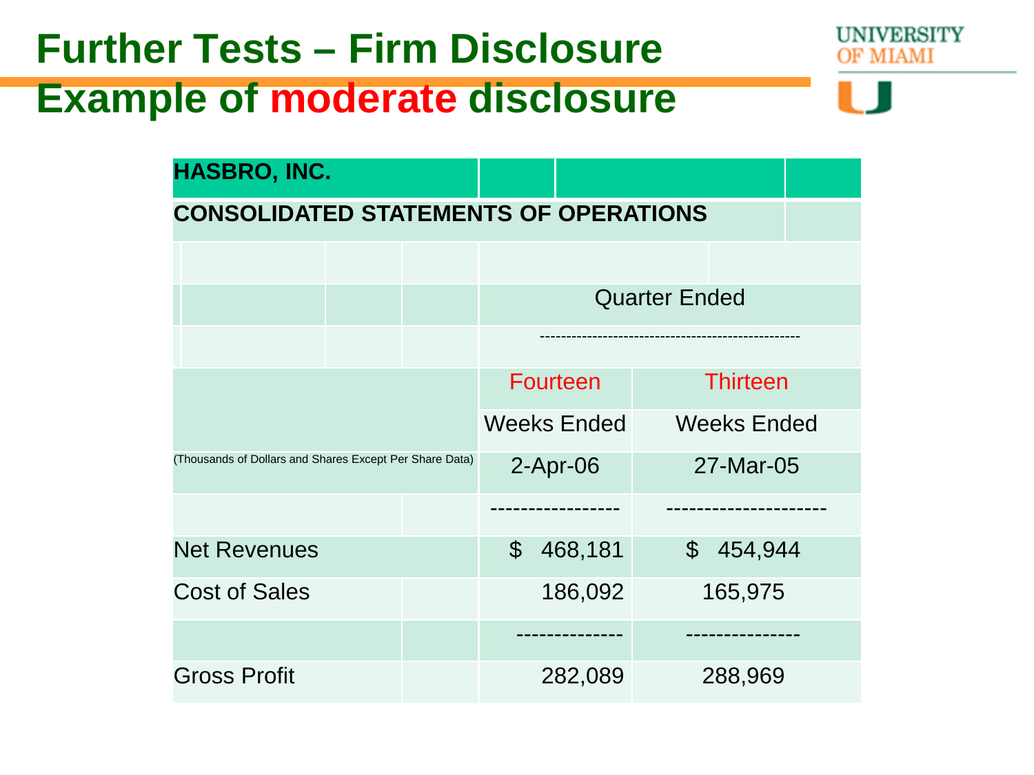# Further Tests – Firm Disclosure

## Example of moderate disclosure

| HASBRO, INC. | | |
|---|---|---|
| CONSOLIDATED STATEMENTS OF OPERATIONS | | |
| | Quarter Ended | |
| | Fourteen | Thirteen |
| | Weeks Ended | Weeks Ended |
| (Thousands of Dollars and Shares Except Per Share Data) | 2-Apr-06 | 27-Mar-05 |
| Net Revenues | $ 468,181 | $ 454,944 |
| Cost of Sales | 186,092 | 165,975 |
| Gross Profit | 282,089 | 288,969 |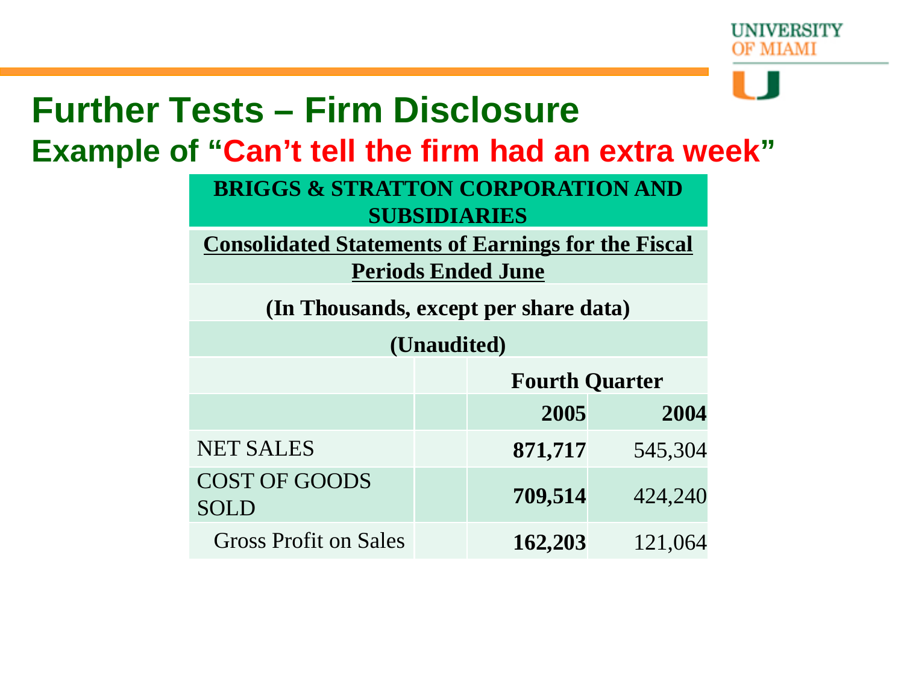# Further Tests – Firm Disclosure

## Example of "Can't tell the firm had an extra week"

| BRIGGS & STRATTON CORPORATION AND SUBSIDIARIES | | | |
|---|---|---|---|
| **Consolidated Statements of Earnings for the Fiscal Periods Ended June** | | | |
| **(In Thousands, except per share data)** | | | |
| **(Unaudited)** | | | |
| | | **Fourth Quarter** | |
| | | **2005** | **2004** |
| NET SALES | | **871,717** | 545,304 |
| COST OF GOODS SOLD | | **709,514** | 424,240 |
| Gross Profit on Sales | | **162,203** | 121,064 |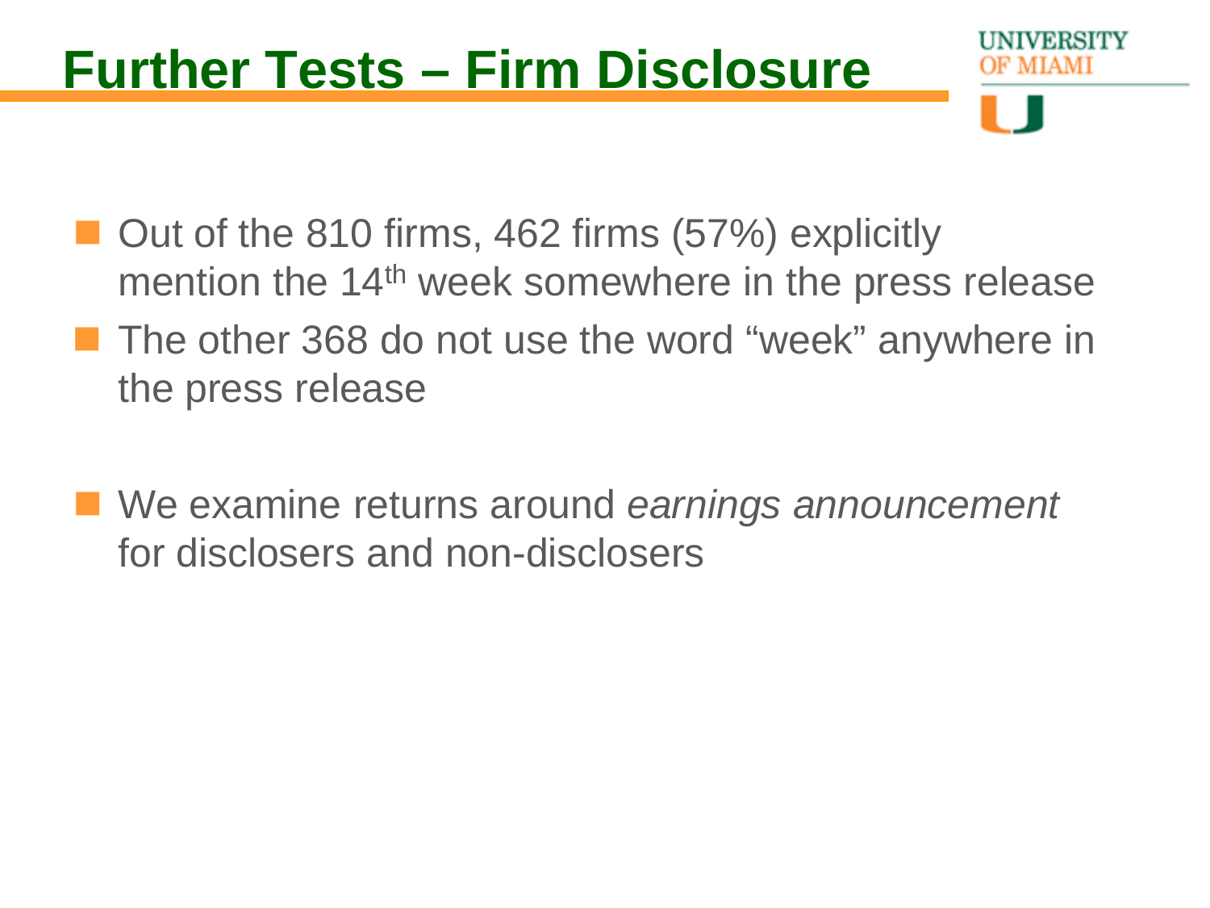# Further Tests – Firm Disclosure

- Out of the 810 firms, 462 firms (57%) explicitly mention the 14th week somewhere in the press release
- The other 368 do not use the word "week" anywhere in the press release

- We examine returns around *earnings announcement* for disclosers and non-disclosers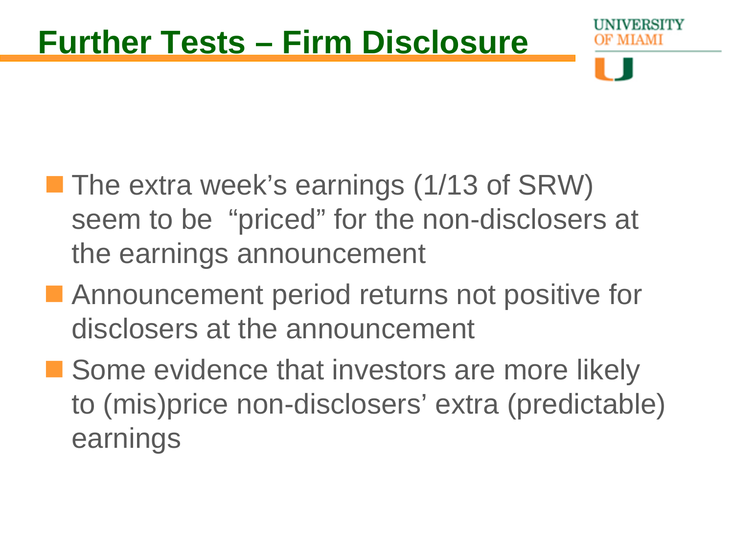# Further Tests – Firm Disclosure

- The extra week's earnings (1/13 of SRW) seem to be "priced" for the non-disclosers at the earnings announcement
- Announcement period returns not positive for disclosers at the announcement
- Some evidence that investors are more likely to (mis)price non-disclosers' extra (predictable) earnings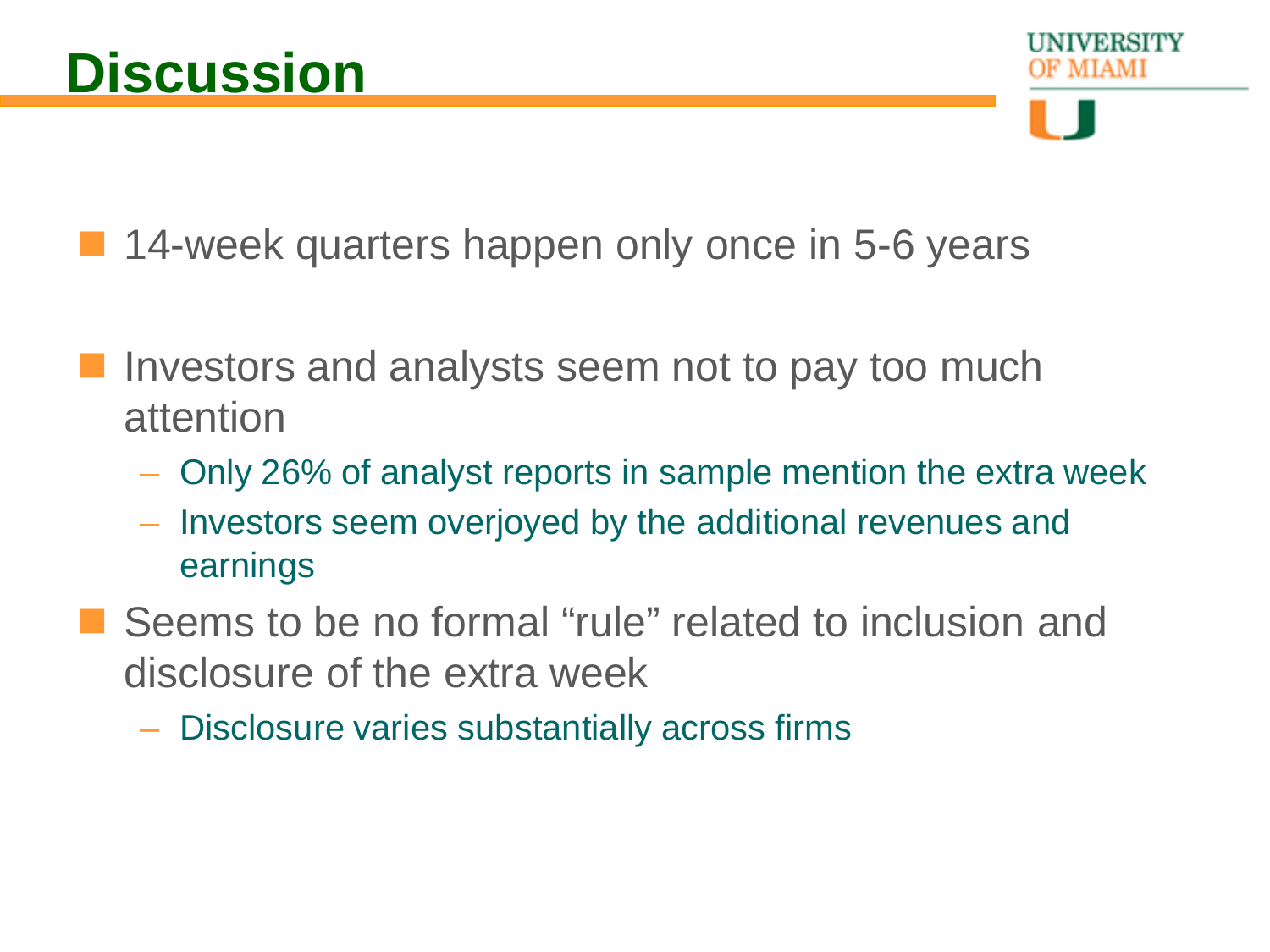# Discussion

- 14-week quarters happen only once in 5-6 years
- Investors and analysts seem not to pay too much attention
  - Only 26% of analyst reports in sample mention the extra week
  - Investors seem overjoyed by the additional revenues and earnings
- Seems to be no formal "rule" related to inclusion and disclosure of the extra week
  - Disclosure varies substantially across firms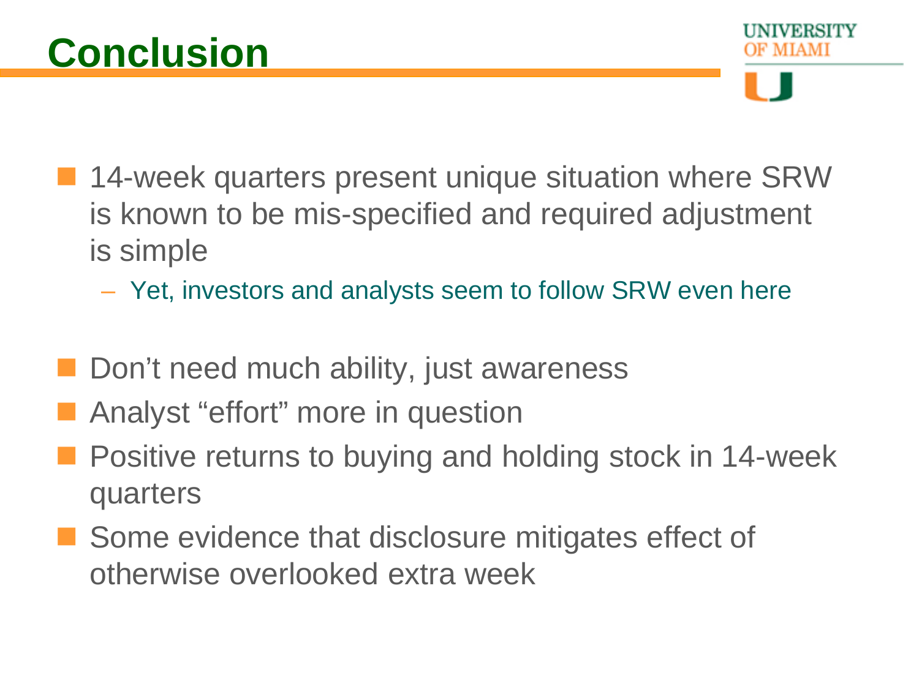# Conclusion

- 14-week quarters present unique situation where SRW is known to be mis-specified and required adjustment is simple
  - Yet, investors and analysts seem to follow SRW even here
- Don't need much ability, just awareness
- Analyst "effort" more in question
- Positive returns to buying and holding stock in 14-week quarters
- Some evidence that disclosure mitigates effect of otherwise overlooked extra week